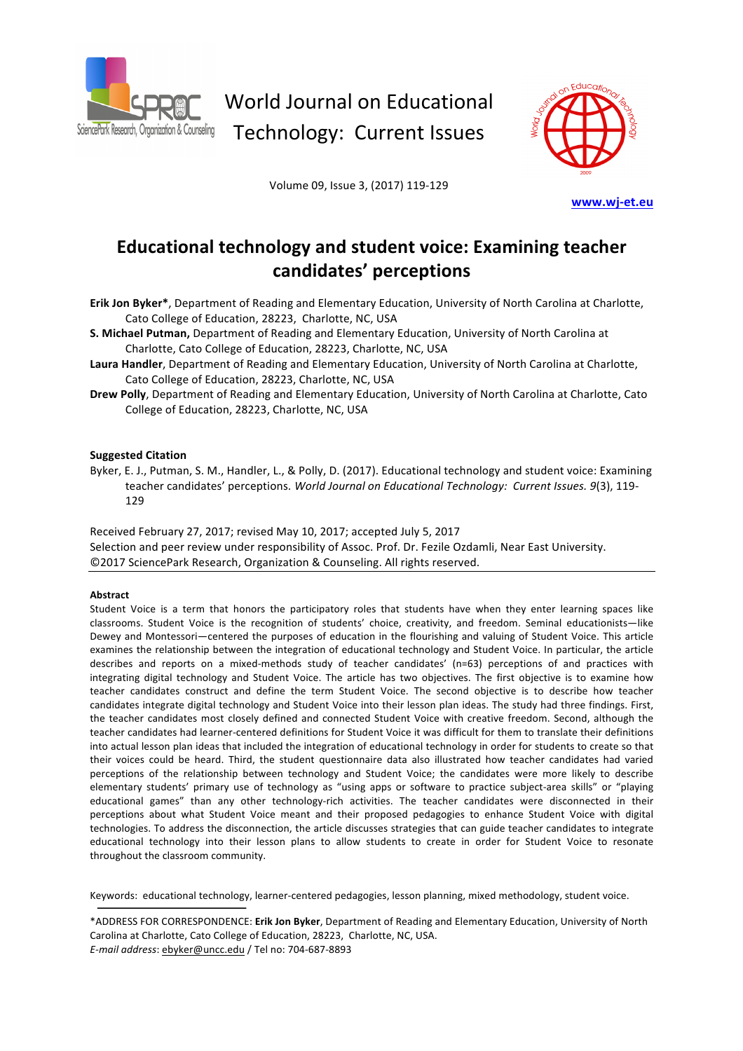World Journal on Educational Technology: Current Issues

www.wj-et.eu

# Educational technology and student voice: Examining teacher candidates' perceptions

**Erik Jon Byker***, Department of Reading and Elementary Education, University of North Carolina at Charlotte, Cato College of Education, 28223, Charlotte, NC, USA

**S. Michael Putman,** Department of Reading and Elementary Education, University of North Carolina at Charlotte, Cato College of Education, 28223, Charlotte, NC, USA

**Laura Handler**, Department of Reading and Elementary Education, University of North Carolina at Charlotte, Cato College of Education, 28223, Charlotte, NC, USA

**Drew Polly**, Department of Reading and Elementary Education, University of North Carolina at Charlotte, Cato College of Education, 28223, Charlotte, NC, USA

**Suggested Citation**

Byker, E. J., Putman, S. M., Handler, L., & Polly, D. (2017). Educational technology and student voice: Examining teacher candidates' perceptions. *World Journal on Educational Technology: Current Issues. 9*(3), 119-129

Received February 27, 2017; revised May 10, 2017; accepted July 5, 2017

Selection and peer review under responsibility of Assoc. Prof. Dr. Fezile Ozdamli, Near East University.

©2017 SciencePark Research, Organization & Counseling. All rights reserved.

**Abstract**

Student Voice is a term that honors the participatory roles that students have when they enter learning spaces like classrooms. Student Voice is the recognition of students' choice, creativity, and freedom. Seminal educationists—like Dewey and Montessori—centered the purposes of education in the flourishing and valuing of Student Voice. This article examines the relationship between the integration of educational technology and Student Voice. In particular, the article describes and reports on a mixed-methods study of teacher candidates' (n=63) perceptions of and practices with integrating digital technology and Student Voice. The article has two objectives. The first objective is to examine how teacher candidates construct and define the term Student Voice. The second objective is to describe how teacher candidates integrate digital technology and Student Voice into their lesson plan ideas. The study had three findings. First, the teacher candidates most closely defined and connected Student Voice with creative freedom. Second, although the teacher candidates had learner-centered definitions for Student Voice it was difficult for them to translate their definitions into actual lesson plan ideas that included the integration of educational technology in order for students to create so that their voices could be heard. Third, the student questionnaire data also illustrated how teacher candidates had varied perceptions of the relationship between technology and Student Voice; the candidates were more likely to describe elementary students' primary use of technology as "using apps or software to practice subject-area skills" or "playing educational games" than any other technology-rich activities. The teacher candidates were disconnected in their perceptions about what Student Voice meant and their proposed pedagogies to enhance Student Voice with digital technologies. To address the disconnection, the article discusses strategies that can guide teacher candidates to integrate educational technology into their lesson plans to allow students to create in order for Student Voice to resonate throughout the classroom community.

Keywords: educational technology, learner-centered pedagogies, lesson planning, mixed methodology, student voice.

*ADDRESS FOR CORRESPONDENCE: **Erik Jon Byker**, Department of Reading and Elementary Education, University of North Carolina at Charlotte, Cato College of Education, 28223, Charlotte, NC, USA.

*E-mail address*: ebyker@uncc.edu / Tel no: 704-687-8893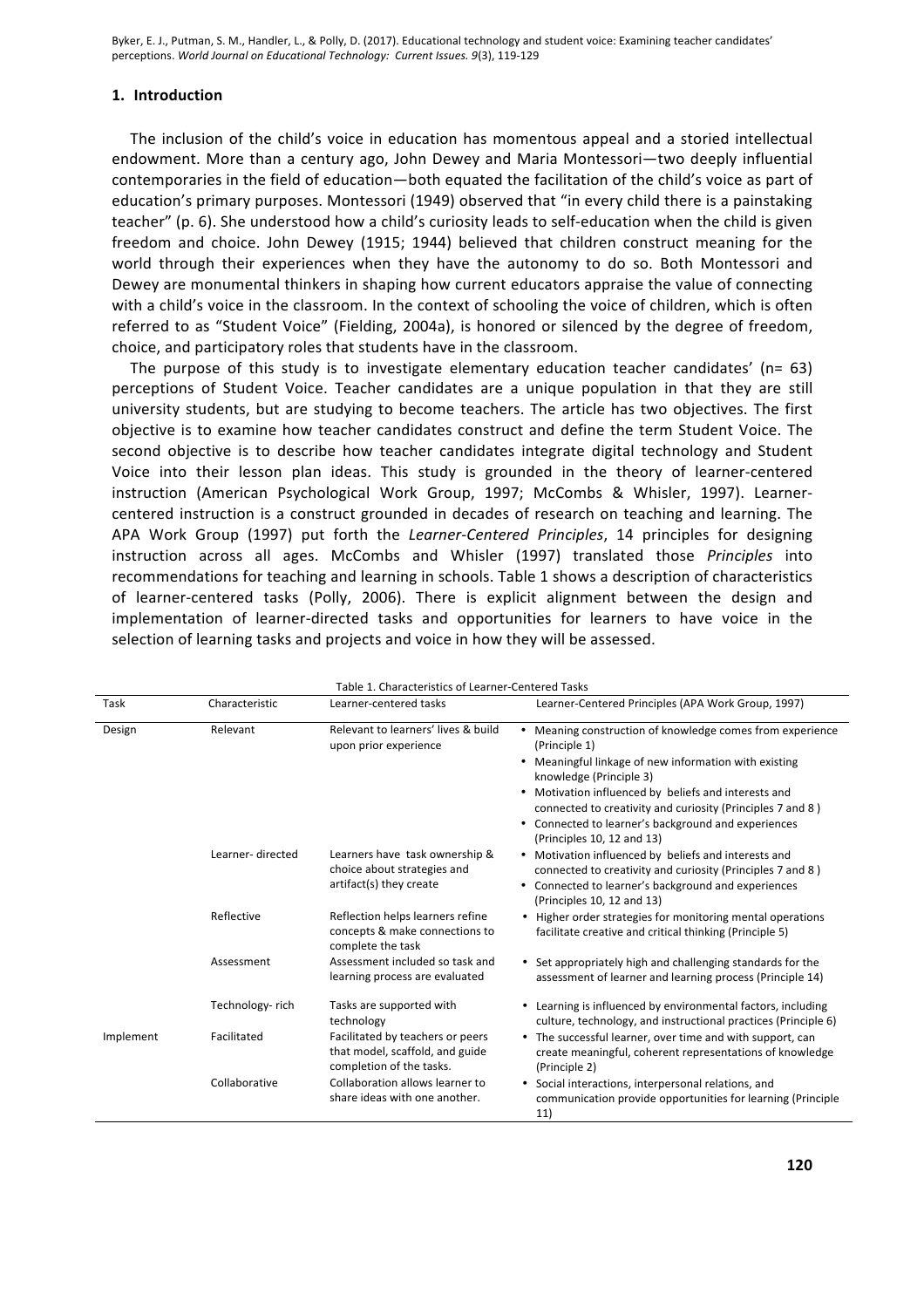## 1. Introduction

The inclusion of the child's voice in education has momentous appeal and a storied intellectual endowment. More than a century ago, John Dewey and Maria Montessori—two deeply influential contemporaries in the field of education—both equated the facilitation of the child's voice as part of education's primary purposes. Montessori (1949) observed that "in every child there is a painstaking teacher" (p. 6). She understood how a child's curiosity leads to self-education when the child is given freedom and choice. John Dewey (1915; 1944) believed that children construct meaning for the world through their experiences when they have the autonomy to do so. Both Montessori and Dewey are monumental thinkers in shaping how current educators appraise the value of connecting with a child's voice in the classroom. In the context of schooling the voice of children, which is often referred to as "Student Voice" (Fielding, 2004a), is honored or silenced by the degree of freedom, choice, and participatory roles that students have in the classroom.

The purpose of this study is to investigate elementary education teacher candidates' (n= 63) perceptions of Student Voice. Teacher candidates are a unique population in that they are still university students, but are studying to become teachers. The article has two objectives. The first objective is to examine how teacher candidates construct and define the term Student Voice. The second objective is to describe how teacher candidates integrate digital technology and Student Voice into their lesson plan ideas. This study is grounded in the theory of learner-centered instruction (American Psychological Work Group, 1997; McCombs & Whisler, 1997). Learner-centered instruction is a construct grounded in decades of research on teaching and learning. The APA Work Group (1997) put forth the *Learner-Centered Principles*, 14 principles for designing instruction across all ages. McCombs and Whisler (1997) translated those *Principles* into recommendations for teaching and learning in schools. Table 1 shows a description of characteristics of learner-centered tasks (Polly, 2006). There is explicit alignment between the design and implementation of learner-directed tasks and opportunities for learners to have voice in the selection of learning tasks and projects and voice in how they will be assessed.

Table 1. Characteristics of Learner-Centered Tasks

| Task | Characteristic | Learner-centered tasks | Learner-Centered Principles (APA Work Group, 1997) |
|---|---|---|---|
| Design | Relevant | Relevant to learners' lives & build upon prior experience | • Meaning construction of knowledge comes from experience (Principle 1)<br>• Meaningful linkage of new information with existing knowledge (Principle 3)<br>• Motivation influenced by beliefs and interests and connected to creativity and curiosity (Principles 7 and 8)<br>• Connected to learner's background and experiences (Principles 10, 12 and 13) |
| | Learner- directed | Learners have task ownership & choice about strategies and artifact(s) they create | • Motivation influenced by beliefs and interests and connected to creativity and curiosity (Principles 7 and 8)<br>• Connected to learner's background and experiences (Principles 10, 12 and 13) |
| | Reflective | Reflection helps learners refine concepts & make connections to complete the task | • Higher order strategies for monitoring mental operations facilitate creative and critical thinking (Principle 5) |
| | Assessment | Assessment included so task and learning process are evaluated | • Set appropriately high and challenging standards for the assessment of learner and learning process (Principle 14) |
| | Technology- rich | Tasks are supported with technology | • Learning is influenced by environmental factors, including culture, technology, and instructional practices (Principle 6) |
| Implement | Facilitated | Facilitated by teachers or peers that model, scaffold, and guide completion of the tasks. | • The successful learner, over time and with support, can create meaningful, coherent representations of knowledge (Principle 2) |
| | Collaborative | Collaboration allows learner to share ideas with one another. | • Social interactions, interpersonal relations, and communication provide opportunities for learning (Principle 11) |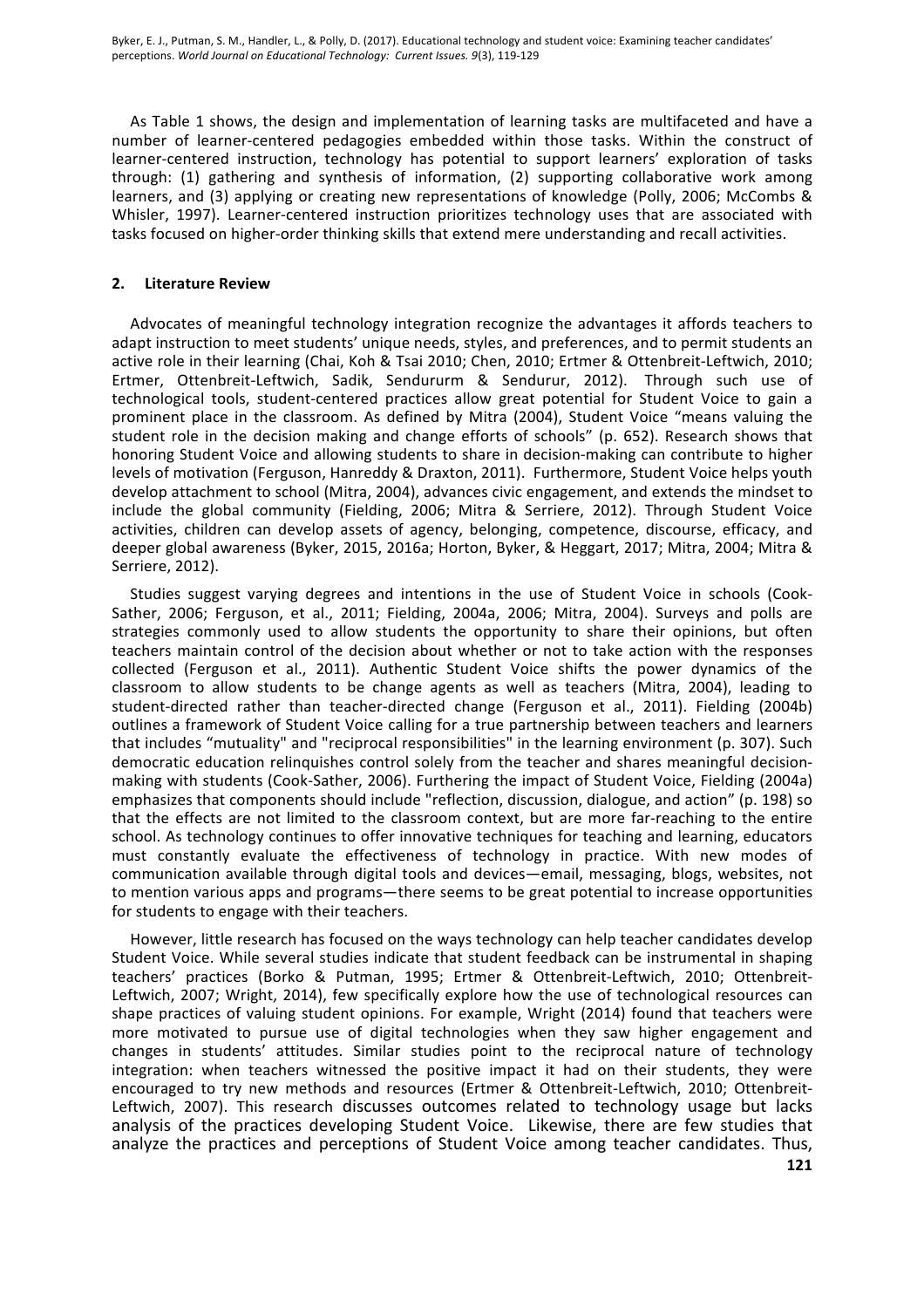As Table 1 shows, the design and implementation of learning tasks are multifaceted and have a number of learner-centered pedagogies embedded within those tasks. Within the construct of learner-centered instruction, technology has potential to support learners' exploration of tasks through: (1) gathering and synthesis of information, (2) supporting collaborative work among learners, and (3) applying or creating new representations of knowledge (Polly, 2006; McCombs & Whisler, 1997). Learner-centered instruction prioritizes technology uses that are associated with tasks focused on higher-order thinking skills that extend mere understanding and recall activities.

## 2. Literature Review

Advocates of meaningful technology integration recognize the advantages it affords teachers to adapt instruction to meet students' unique needs, styles, and preferences, and to permit students an active role in their learning (Chai, Koh & Tsai 2010; Chen, 2010; Ertmer & Ottenbreit-Leftwich, 2010; Ertmer, Ottenbreit-Leftwich, Sadik, Sendururm & Sendurur, 2012). Through such use of technological tools, student-centered practices allow great potential for Student Voice to gain a prominent place in the classroom. As defined by Mitra (2004), Student Voice "means valuing the student role in the decision making and change efforts of schools" (p. 652). Research shows that honoring Student Voice and allowing students to share in decision-making can contribute to higher levels of motivation (Ferguson, Hanreddy & Draxton, 2011). Furthermore, Student Voice helps youth develop attachment to school (Mitra, 2004), advances civic engagement, and extends the mindset to include the global community (Fielding, 2006; Mitra & Serriere, 2012). Through Student Voice activities, children can develop assets of agency, belonging, competence, discourse, efficacy, and deeper global awareness (Byker, 2015, 2016a; Horton, Byker, & Heggart, 2017; Mitra, 2004; Mitra & Serriere, 2012).

Studies suggest varying degrees and intentions in the use of Student Voice in schools (Cook-Sather, 2006; Ferguson, et al., 2011; Fielding, 2004a, 2006; Mitra, 2004). Surveys and polls are strategies commonly used to allow students the opportunity to share their opinions, but often teachers maintain control of the decision about whether or not to take action with the responses collected (Ferguson et al., 2011). Authentic Student Voice shifts the power dynamics of the classroom to allow students to be change agents as well as teachers (Mitra, 2004), leading to student-directed rather than teacher-directed change (Ferguson et al., 2011). Fielding (2004b) outlines a framework of Student Voice calling for a true partnership between teachers and learners that includes "mutuality" and "reciprocal responsibilities" in the learning environment (p. 307). Such democratic education relinquishes control solely from the teacher and shares meaningful decision-making with students (Cook-Sather, 2006). Furthering the impact of Student Voice, Fielding (2004a) emphasizes that components should include "reflection, discussion, dialogue, and action" (p. 198) so that the effects are not limited to the classroom context, but are more far-reaching to the entire school. As technology continues to offer innovative techniques for teaching and learning, educators must constantly evaluate the effectiveness of technology in practice. With new modes of communication available through digital tools and devices—email, messaging, blogs, websites, not to mention various apps and programs—there seems to be great potential to increase opportunities for students to engage with their teachers.

However, little research has focused on the ways technology can help teacher candidates develop Student Voice. While several studies indicate that student feedback can be instrumental in shaping teachers' practices (Borko & Putman, 1995; Ertmer & Ottenbreit-Leftwich, 2010; Ottenbreit-Leftwich, 2007; Wright, 2014), few specifically explore how the use of technological resources can shape practices of valuing student opinions. For example, Wright (2014) found that teachers were more motivated to pursue use of digital technologies when they saw higher engagement and changes in students' attitudes. Similar studies point to the reciprocal nature of technology integration: when teachers witnessed the positive impact it had on their students, they were encouraged to try new methods and resources (Ertmer & Ottenbreit-Leftwich, 2010; Ottenbreit-Leftwich, 2007). This research discusses outcomes related to technology usage but lacks analysis of the practices developing Student Voice. Likewise, there are few studies that analyze the practices and perceptions of Student Voice among teacher candidates. Thus,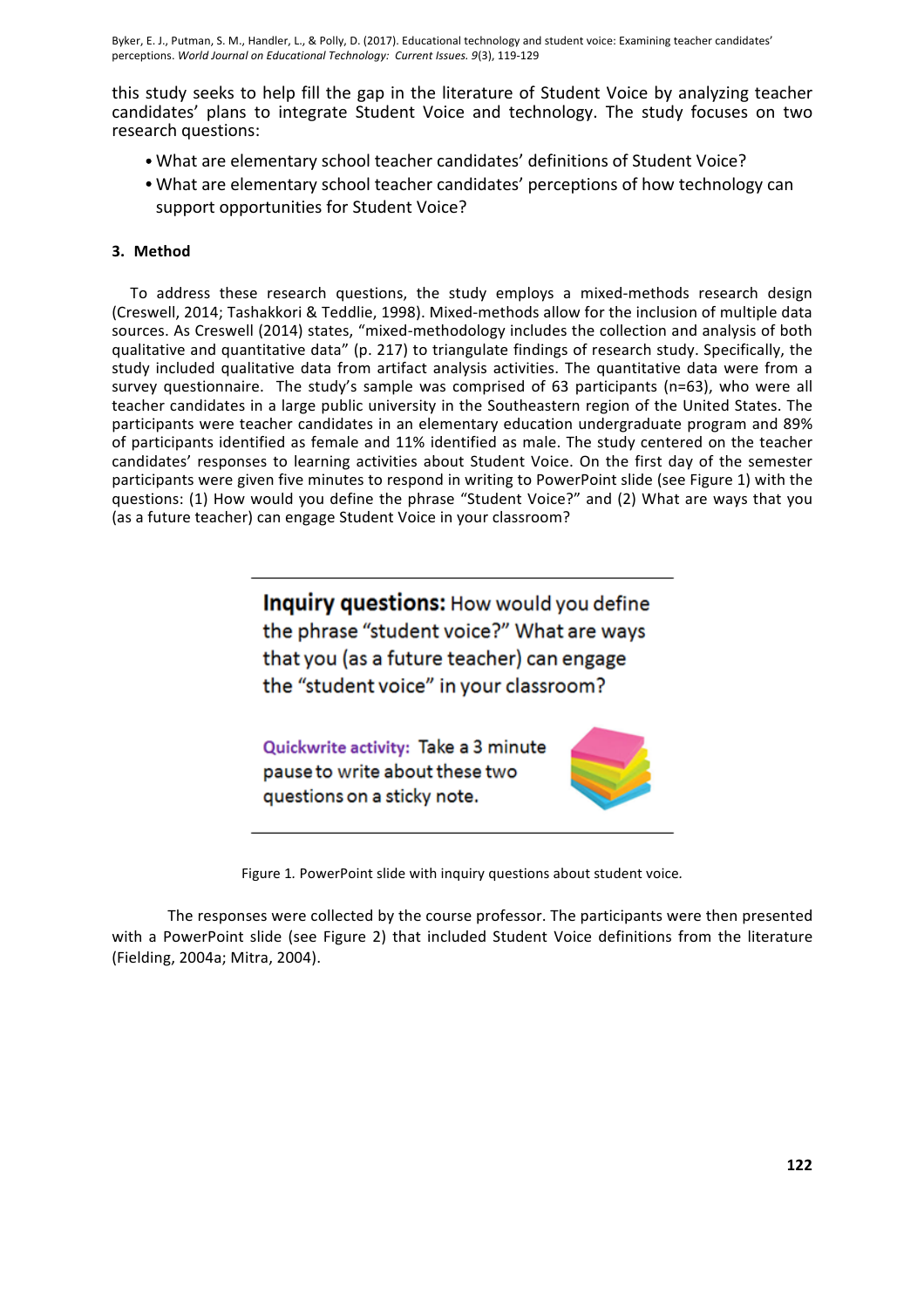this study seeks to help fill the gap in the literature of Student Voice by analyzing teacher candidates' plans to integrate Student Voice and technology. The study focuses on two research questions:

- What are elementary school teacher candidates' definitions of Student Voice?
- What are elementary school teacher candidates' perceptions of how technology can support opportunities for Student Voice?

### 3. Method

To address these research questions, the study employs a mixed-methods research design (Creswell, 2014; Tashakkori & Teddlie, 1998). Mixed-methods allow for the inclusion of multiple data sources. As Creswell (2014) states, "mixed-methodology includes the collection and analysis of both qualitative and quantitative data" (p. 217) to triangulate findings of research study. Specifically, the study included qualitative data from artifact analysis activities. The quantitative data were from a survey questionnaire. The study's sample was comprised of 63 participants (n=63), who were all teacher candidates in a large public university in the Southeastern region of the United States. The participants were teacher candidates in an elementary education undergraduate program and 89% of participants identified as female and 11% identified as male. The study centered on the teacher candidates' responses to learning activities about Student Voice. On the first day of the semester participants were given five minutes to respond in writing to PowerPoint slide (see Figure 1) with the questions: (1) How would you define the phrase "Student Voice?" and (2) What are ways that you (as a future teacher) can engage Student Voice in your classroom?

**Inquiry questions:** How would you define the phrase "student voice?" What are ways that you (as a future teacher) can engage the "student voice" in your classroom?

**Quickwrite activity:** Take a 3 minute pause to write about these two questions on a sticky note.

Figure 1. PowerPoint slide with inquiry questions about student voice.

The responses were collected by the course professor. The participants were then presented with a PowerPoint slide (see Figure 2) that included Student Voice definitions from the literature (Fielding, 2004a; Mitra, 2004).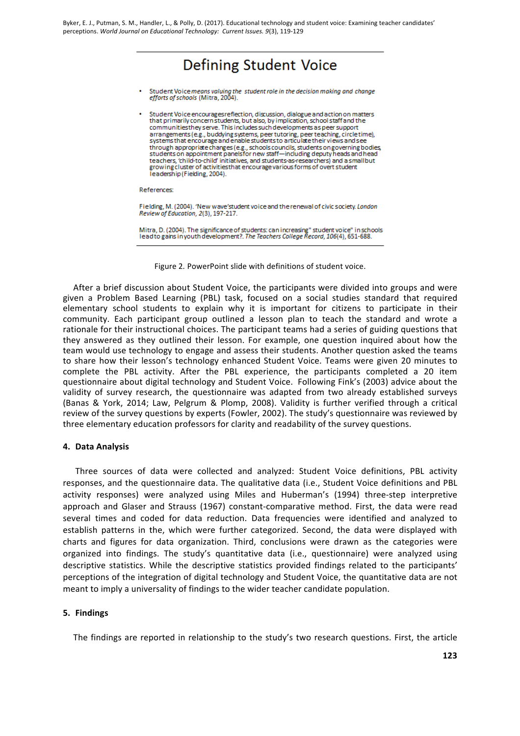## Defining Student Voice

- Student Voice *means valuing the student role in the decision making and change efforts of schools* (Mitra, 2004).
- Student Voice encourages reflection, discussion, dialogue and action on matters that primarily concern students, but also, by implication, school staff and the communities they serve. This includes such developments as peer support arrangements (e.g., buddying systems, peer tutoring, peer teaching, circle time), systems that encourage and enable students to articulate their views and see through appropriate changes (e.g., schools councils, students on governing bodies, students on appointment panels for new staff—including deputy heads and head teachers, 'child-to-child' initiatives, and students-as-researchers) and a small but growing cluster of activities that encourage various forms of overt student leadership (Fielding, 2004).

References:

Fielding, M. (2004). 'New wave' student voice and the renewal of civic society. *London Review of Education, 2*(3), 197-217.

Mitra, D. (2004). The significance of students: can increasing" student voice" in schools lead to gains in youth development?. *The Teachers College Record, 106*(4), 651-688.

Figure 2. PowerPoint slide with definitions of student voice.

After a brief discussion about Student Voice, the participants were divided into groups and were given a Problem Based Learning (PBL) task, focused on a social studies standard that required elementary school students to explain why it is important for citizens to participate in their community. Each participant group outlined a lesson plan to teach the standard and wrote a rationale for their instructional choices. The participant teams had a series of guiding questions that they answered as they outlined their lesson. For example, one question inquired about how the team would use technology to engage and assess their students. Another question asked the teams to share how their lesson's technology enhanced Student Voice. Teams were given 20 minutes to complete the PBL activity. After the PBL experience, the participants completed a 20 item questionnaire about digital technology and Student Voice. Following Fink's (2003) advice about the validity of survey research, the questionnaire was adapted from two already established surveys (Banas & York, 2014; Law, Pelgrum & Plomp, 2008). Validity is further verified through a critical review of the survey questions by experts (Fowler, 2002). The study's questionnaire was reviewed by three elementary education professors for clarity and readability of the survey questions.

## 4. Data Analysis

Three sources of data were collected and analyzed: Student Voice definitions, PBL activity responses, and the questionnaire data. The qualitative data (i.e., Student Voice definitions and PBL activity responses) were analyzed using Miles and Huberman's (1994) three-step interpretive approach and Glaser and Strauss (1967) constant-comparative method. First, the data were read several times and coded for data reduction. Data frequencies were identified and analyzed to establish patterns in the, which were further categorized. Second, the data were displayed with charts and figures for data organization. Third, conclusions were drawn as the categories were organized into findings. The study's quantitative data (i.e., questionnaire) were analyzed using descriptive statistics. While the descriptive statistics provided findings related to the participants' perceptions of the integration of digital technology and Student Voice, the quantitative data are not meant to imply a universality of findings to the wider teacher candidate population.

## 5. Findings

The findings are reported in relationship to the study's two research questions. First, the article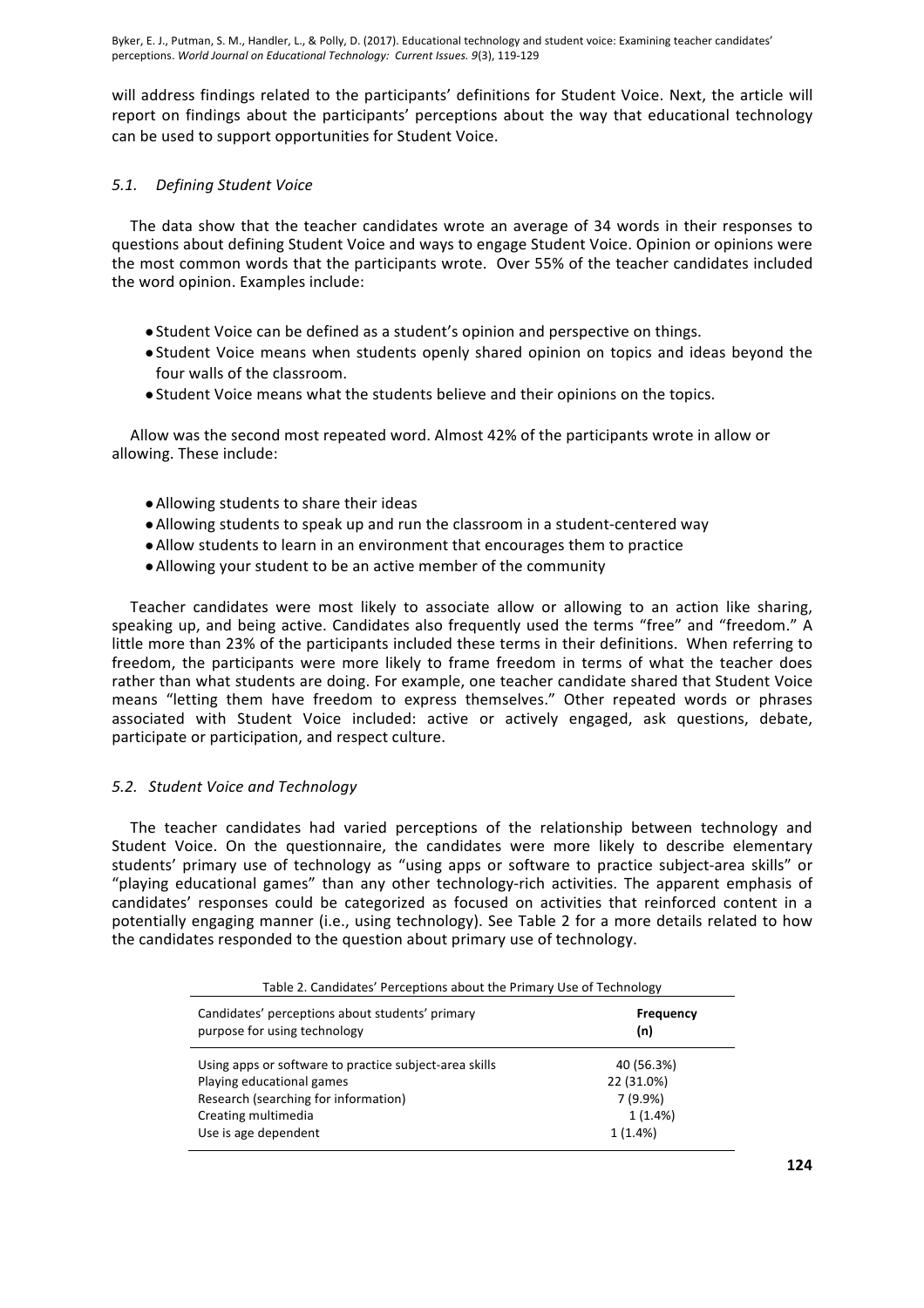will address findings related to the participants' definitions for Student Voice. Next, the article will report on findings about the participants' perceptions about the way that educational technology can be used to support opportunities for Student Voice.

### *5.1. Defining Student Voice*

The data show that the teacher candidates wrote an average of 34 words in their responses to questions about defining Student Voice and ways to engage Student Voice. Opinion or opinions were the most common words that the participants wrote. Over 55% of the teacher candidates included the word opinion. Examples include:

- Student Voice can be defined as a student's opinion and perspective on things.
- Student Voice means when students openly shared opinion on topics and ideas beyond the four walls of the classroom.
- Student Voice means what the students believe and their opinions on the topics.

Allow was the second most repeated word. Almost 42% of the participants wrote in allow or allowing. These include:

- Allowing students to share their ideas
- Allowing students to speak up and run the classroom in a student-centered way
- Allow students to learn in an environment that encourages them to practice
- Allowing your student to be an active member of the community

Teacher candidates were most likely to associate allow or allowing to an action like sharing, speaking up, and being active. Candidates also frequently used the terms "free" and "freedom." A little more than 23% of the participants included these terms in their definitions. When referring to freedom, the participants were more likely to frame freedom in terms of what the teacher does rather than what students are doing. For example, one teacher candidate shared that Student Voice means "letting them have freedom to express themselves." Other repeated words or phrases associated with Student Voice included: active or actively engaged, ask questions, debate, participate or participation, and respect culture.

### *5.2. Student Voice and Technology*

The teacher candidates had varied perceptions of the relationship between technology and Student Voice. On the questionnaire, the candidates were more likely to describe elementary students' primary use of technology as "using apps or software to practice subject-area skills" or "playing educational games" than any other technology-rich activities. The apparent emphasis of candidates' responses could be categorized as focused on activities that reinforced content in a potentially engaging manner (i.e., using technology). See Table 2 for a more details related to how the candidates responded to the question about primary use of technology.

Table 2. Candidates' Perceptions about the Primary Use of Technology

| Candidates' perceptions about students' primary purpose for using technology | **Frequency (n)** |
|---|---|
| Using apps or software to practice subject-area skills | 40 (56.3%) |
| Playing educational games | 22 (31.0%) |
| Research (searching for information) | 7 (9.9%) |
| Creating multimedia | 1 (1.4%) |
| Use is age dependent | 1 (1.4%) |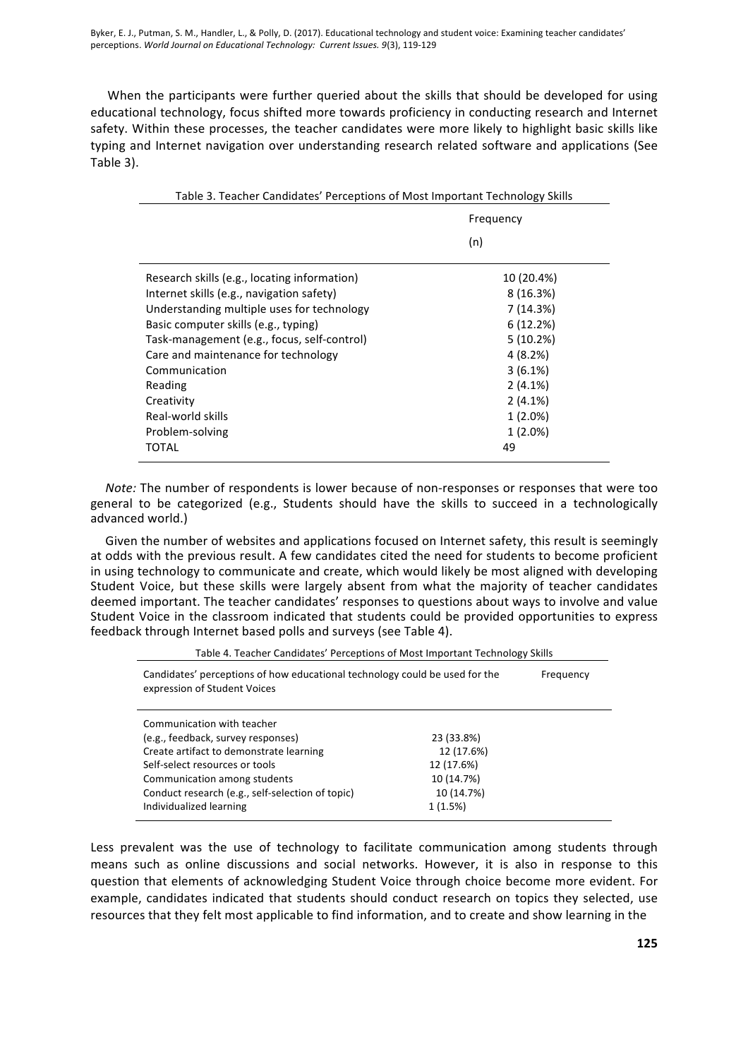When the participants were further queried about the skills that should be developed for using educational technology, focus shifted more towards proficiency in conducting research and Internet safety. Within these processes, the teacher candidates were more likely to highlight basic skills like typing and Internet navigation over understanding research related software and applications (See Table 3).

Table 3. Teacher Candidates' Perceptions of Most Important Technology Skills

| | Frequency (n) |
|---|---|
| Research skills (e.g., locating information) | 10 (20.4%) |
| Internet skills (e.g., navigation safety) | 8 (16.3%) |
| Understanding multiple uses for technology | 7 (14.3%) |
| Basic computer skills (e.g., typing) | 6 (12.2%) |
| Task-management (e.g., focus, self-control) | 5 (10.2%) |
| Care and maintenance for technology | 4 (8.2%) |
| Communication | 3 (6.1%) |
| Reading | 2 (4.1%) |
| Creativity | 2 (4.1%) |
| Real-world skills | 1 (2.0%) |
| Problem-solving | 1 (2.0%) |
| TOTAL | 49 |

*Note:* The number of respondents is lower because of non-responses or responses that were too general to be categorized (e.g., Students should have the skills to succeed in a technologically advanced world.)

Given the number of websites and applications focused on Internet safety, this result is seemingly at odds with the previous result. A few candidates cited the need for students to become proficient in using technology to communicate and create, which would likely be most aligned with developing Student Voice, but these skills were largely absent from what the majority of teacher candidates deemed important. The teacher candidates' responses to questions about ways to involve and value Student Voice in the classroom indicated that students could be provided opportunities to express feedback through Internet based polls and surveys (see Table 4).

Table 4. Teacher Candidates' Perceptions of Most Important Technology Skills

| Candidates' perceptions of how educational technology could be used for the expression of Student Voices | Frequency |
|---|---|
| Communication with teacher (e.g., feedback, survey responses) | 23 (33.8%) |
| Create artifact to demonstrate learning | 12 (17.6%) |
| Self-select resources or tools | 12 (17.6%) |
| Communication among students | 10 (14.7%) |
| Conduct research (e.g., self-selection of topic) | 10 (14.7%) |
| Individualized learning | 1 (1.5%) |

Less prevalent was the use of technology to facilitate communication among students through means such as online discussions and social networks. However, it is also in response to this question that elements of acknowledging Student Voice through choice become more evident. For example, candidates indicated that students should conduct research on topics they selected, use resources that they felt most applicable to find information, and to create and show learning in the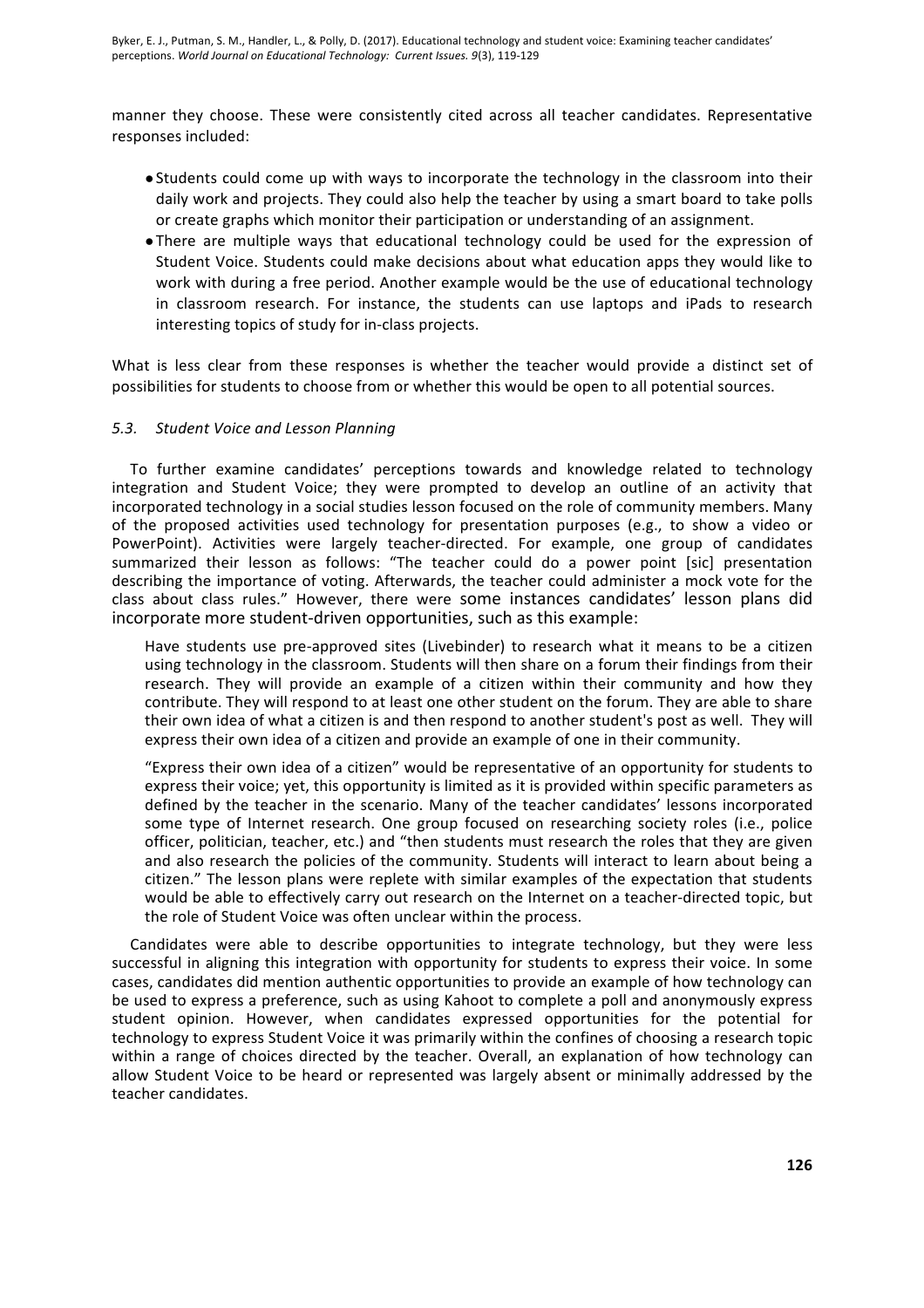manner they choose. These were consistently cited across all teacher candidates. Representative responses included:

- Students could come up with ways to incorporate the technology in the classroom into their daily work and projects. They could also help the teacher by using a smart board to take polls or create graphs which monitor their participation or understanding of an assignment.
- There are multiple ways that educational technology could be used for the expression of Student Voice. Students could make decisions about what education apps they would like to work with during a free period. Another example would be the use of educational technology in classroom research. For instance, the students can use laptops and iPads to research interesting topics of study for in-class projects.

What is less clear from these responses is whether the teacher would provide a distinct set of possibilities for students to choose from or whether this would be open to all potential sources.

### *5.3. Student Voice and Lesson Planning*

To further examine candidates' perceptions towards and knowledge related to technology integration and Student Voice; they were prompted to develop an outline of an activity that incorporated technology in a social studies lesson focused on the role of community members. Many of the proposed activities used technology for presentation purposes (e.g., to show a video or PowerPoint). Activities were largely teacher-directed. For example, one group of candidates summarized their lesson as follows: "The teacher could do a power point [sic] presentation describing the importance of voting. Afterwards, the teacher could administer a mock vote for the class about class rules." However, there were some instances candidates' lesson plans did incorporate more student-driven opportunities, such as this example:

> Have students use pre-approved sites (Livebinder) to research what it means to be a citizen using technology in the classroom. Students will then share on a forum their findings from their research. They will provide an example of a citizen within their community and how they contribute. They will respond to at least one other student on the forum. They are able to share their own idea of what a citizen is and then respond to another student's post as well. They will express their own idea of a citizen and provide an example of one in their community.

"Express their own idea of a citizen" would be representative of an opportunity for students to express their voice; yet, this opportunity is limited as it is provided within specific parameters as defined by the teacher in the scenario. Many of the teacher candidates' lessons incorporated some type of Internet research. One group focused on researching society roles (i.e., police officer, politician, teacher, etc.) and "then students must research the roles that they are given and also research the policies of the community. Students will interact to learn about being a citizen." The lesson plans were replete with similar examples of the expectation that students would be able to effectively carry out research on the Internet on a teacher-directed topic, but the role of Student Voice was often unclear within the process.

Candidates were able to describe opportunities to integrate technology, but they were less successful in aligning this integration with opportunity for students to express their voice. In some cases, candidates did mention authentic opportunities to provide an example of how technology can be used to express a preference, such as using Kahoot to complete a poll and anonymously express student opinion. However, when candidates expressed opportunities for the potential for technology to express Student Voice it was primarily within the confines of choosing a research topic within a range of choices directed by the teacher. Overall, an explanation of how technology can allow Student Voice to be heard or represented was largely absent or minimally addressed by the teacher candidates.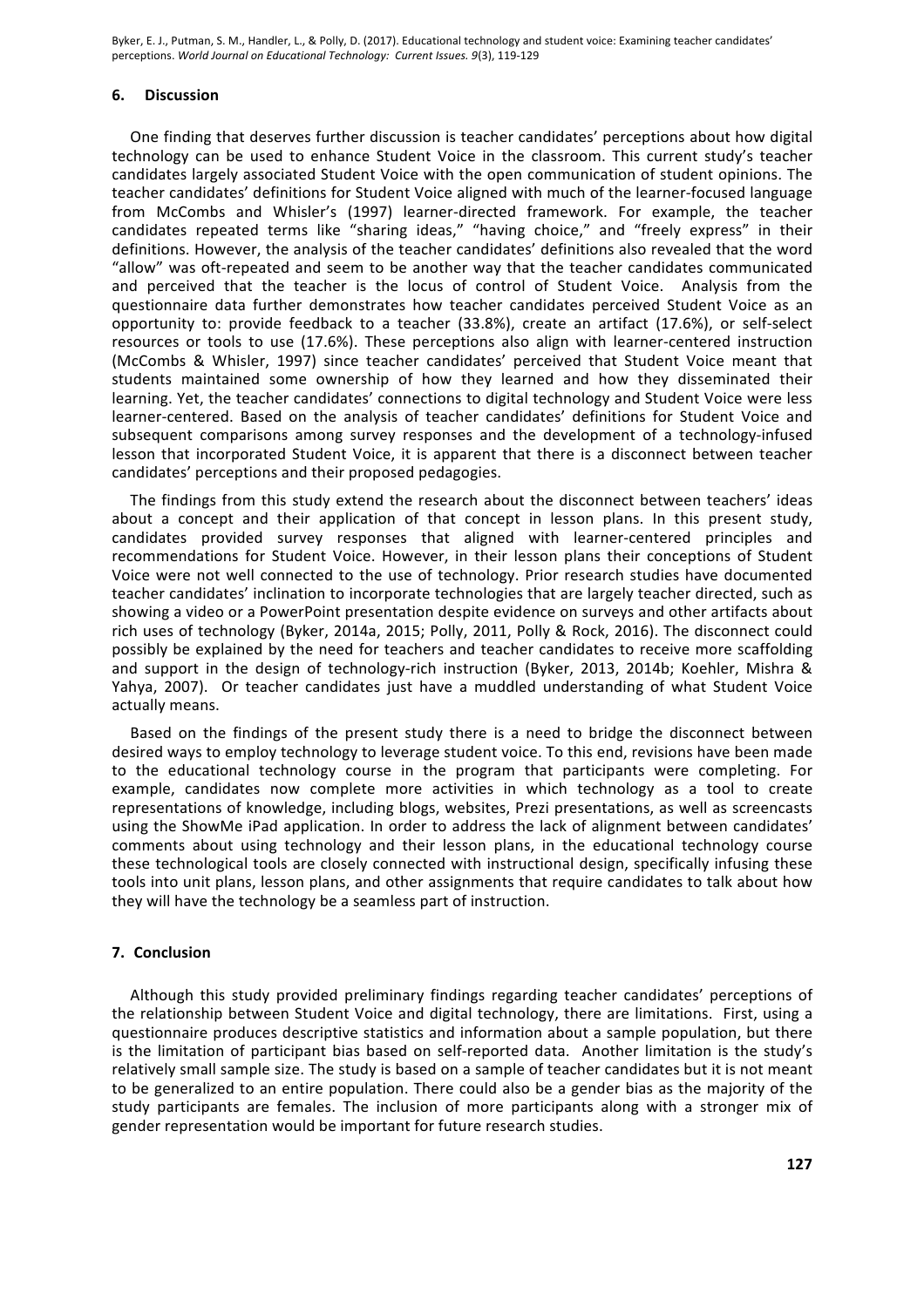## 6. Discussion

One finding that deserves further discussion is teacher candidates' perceptions about how digital technology can be used to enhance Student Voice in the classroom. This current study's teacher candidates largely associated Student Voice with the open communication of student opinions. The teacher candidates' definitions for Student Voice aligned with much of the learner-focused language from McCombs and Whisler's (1997) learner-directed framework. For example, the teacher candidates repeated terms like "sharing ideas," "having choice," and "freely express" in their definitions. However, the analysis of the teacher candidates' definitions also revealed that the word "allow" was oft-repeated and seem to be another way that the teacher candidates communicated and perceived that the teacher is the locus of control of Student Voice. Analysis from the questionnaire data further demonstrates how teacher candidates perceived Student Voice as an opportunity to: provide feedback to a teacher (33.8%), create an artifact (17.6%), or self-select resources or tools to use (17.6%). These perceptions also align with learner-centered instruction (McCombs & Whisler, 1997) since teacher candidates' perceived that Student Voice meant that students maintained some ownership of how they learned and how they disseminated their learning. Yet, the teacher candidates' connections to digital technology and Student Voice were less learner-centered. Based on the analysis of teacher candidates' definitions for Student Voice and subsequent comparisons among survey responses and the development of a technology-infused lesson that incorporated Student Voice, it is apparent that there is a disconnect between teacher candidates' perceptions and their proposed pedagogies.

The findings from this study extend the research about the disconnect between teachers' ideas about a concept and their application of that concept in lesson plans. In this present study, candidates provided survey responses that aligned with learner-centered principles and recommendations for Student Voice. However, in their lesson plans their conceptions of Student Voice were not well connected to the use of technology. Prior research studies have documented teacher candidates' inclination to incorporate technologies that are largely teacher directed, such as showing a video or a PowerPoint presentation despite evidence on surveys and other artifacts about rich uses of technology (Byker, 2014a, 2015; Polly, 2011, Polly & Rock, 2016). The disconnect could possibly be explained by the need for teachers and teacher candidates to receive more scaffolding and support in the design of technology-rich instruction (Byker, 2013, 2014b; Koehler, Mishra & Yahya, 2007). Or teacher candidates just have a muddled understanding of what Student Voice actually means.

Based on the findings of the present study there is a need to bridge the disconnect between desired ways to employ technology to leverage student voice. To this end, revisions have been made to the educational technology course in the program that participants were completing. For example, candidates now complete more activities in which technology as a tool to create representations of knowledge, including blogs, websites, Prezi presentations, as well as screencasts using the ShowMe iPad application. In order to address the lack of alignment between candidates' comments about using technology and their lesson plans, in the educational technology course these technological tools are closely connected with instructional design, specifically infusing these tools into unit plans, lesson plans, and other assignments that require candidates to talk about how they will have the technology be a seamless part of instruction.

## 7. Conclusion

Although this study provided preliminary findings regarding teacher candidates' perceptions of the relationship between Student Voice and digital technology, there are limitations. First, using a questionnaire produces descriptive statistics and information about a sample population, but there is the limitation of participant bias based on self-reported data. Another limitation is the study's relatively small sample size. The study is based on a sample of teacher candidates but it is not meant to be generalized to an entire population. There could also be a gender bias as the majority of the study participants are females. The inclusion of more participants along with a stronger mix of gender representation would be important for future research studies.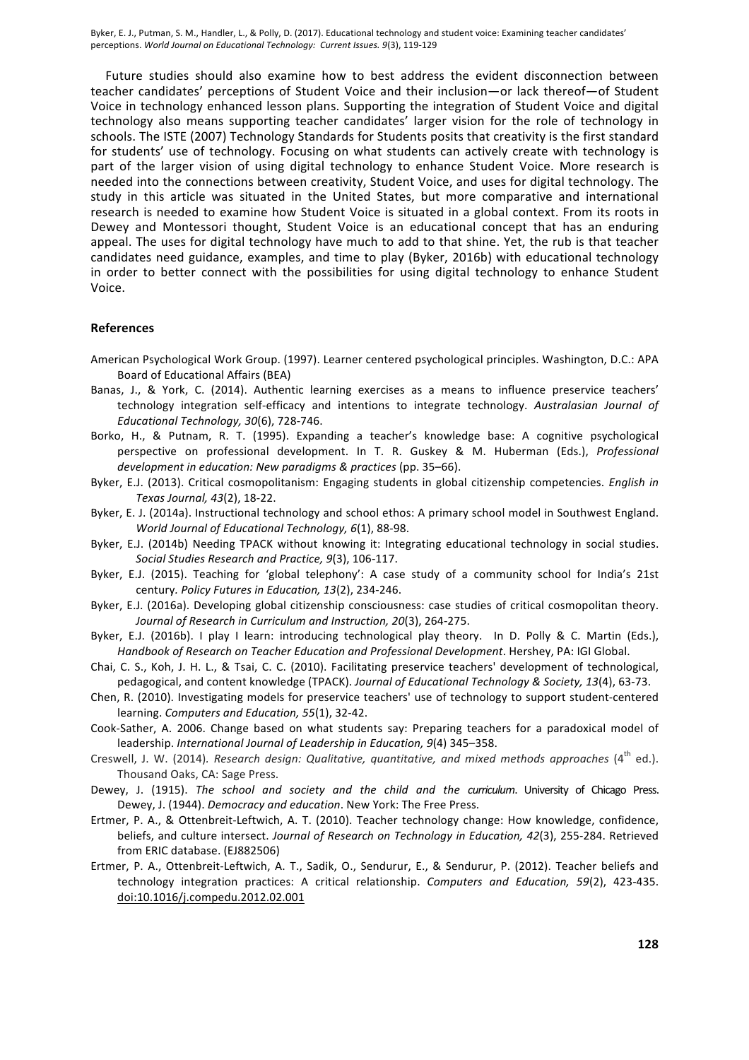Future studies should also examine how to best address the evident disconnection between teacher candidates' perceptions of Student Voice and their inclusion—or lack thereof—of Student Voice in technology enhanced lesson plans. Supporting the integration of Student Voice and digital technology also means supporting teacher candidates' larger vision for the role of technology in schools. The ISTE (2007) Technology Standards for Students posits that creativity is the first standard for students' use of technology. Focusing on what students can actively create with technology is part of the larger vision of using digital technology to enhance Student Voice. More research is needed into the connections between creativity, Student Voice, and uses for digital technology. The study in this article was situated in the United States, but more comparative and international research is needed to examine how Student Voice is situated in a global context. From its roots in Dewey and Montessori thought, Student Voice is an educational concept that has an enduring appeal. The uses for digital technology have much to add to that shine. Yet, the rub is that teacher candidates need guidance, examples, and time to play (Byker, 2016b) with educational technology in order to better connect with the possibilities for using digital technology to enhance Student Voice.

## References

American Psychological Work Group. (1997). Learner centered psychological principles. Washington, D.C.: APA Board of Educational Affairs (BEA)

Banas, J., & York, C. (2014). Authentic learning exercises as a means to influence preservice teachers' technology integration self-efficacy and intentions to integrate technology. *Australasian Journal of Educational Technology, 30*(6), 728-746.

Borko, H., & Putnam, R. T. (1995). Expanding a teacher's knowledge base: A cognitive psychological perspective on professional development. In T. R. Guskey & M. Huberman (Eds.), *Professional development in education: New paradigms & practices* (pp. 35–66).

Byker, E.J. (2013). Critical cosmopolitanism: Engaging students in global citizenship competencies. *English in Texas Journal, 43*(2), 18-22.

Byker, E. J. (2014a). Instructional technology and school ethos: A primary school model in Southwest England. *World Journal of Educational Technology, 6*(1), 88-98.

Byker, E.J. (2014b) Needing TPACK without knowing it: Integrating educational technology in social studies. *Social Studies Research and Practice, 9*(3), 106-117.

Byker, E.J. (2015). Teaching for 'global telephony': A case study of a community school for India's 21st century. *Policy Futures in Education, 13*(2), 234-246.

Byker, E.J. (2016a). Developing global citizenship consciousness: case studies of critical cosmopolitan theory. *Journal of Research in Curriculum and Instruction, 20*(3), 264-275.

Byker, E.J. (2016b). I play I learn: introducing technological play theory. In D. Polly & C. Martin (Eds.), *Handbook of Research on Teacher Education and Professional Development*. Hershey, PA: IGI Global.

Chai, C. S., Koh, J. H. L., & Tsai, C. C. (2010). Facilitating preservice teachers' development of technological, pedagogical, and content knowledge (TPACK). *Journal of Educational Technology & Society, 13*(4), 63-73.

Chen, R. (2010). Investigating models for preservice teachers' use of technology to support student-centered learning. *Computers and Education, 55*(1), 32-42.

Cook-Sather, A. 2006. Change based on what students say: Preparing teachers for a paradoxical model of leadership. *International Journal of Leadership in Education, 9*(4) 345–358.

Creswell, J. W. (2014). *Research design: Qualitative, quantitative, and mixed methods approaches* (4th ed.). Thousand Oaks, CA: Sage Press.

Dewey, J. (1915). *The school and society and the child and the curriculum*. University of Chicago Press. Dewey, J. (1944). *Democracy and education*. New York: The Free Press.

Ertmer, P. A., & Ottenbreit-Leftwich, A. T. (2010). Teacher technology change: How knowledge, confidence, beliefs, and culture intersect. *Journal of Research on Technology in Education, 42*(3), 255-284. Retrieved from ERIC database. (EJ882506)

Ertmer, P. A., Ottenbreit-Leftwich, A. T., Sadik, O., Sendurur, E., & Sendurur, P. (2012). Teacher beliefs and technology integration practices: A critical relationship. *Computers and Education, 59*(2), 423-435. doi:10.1016/j.compedu.2012.02.001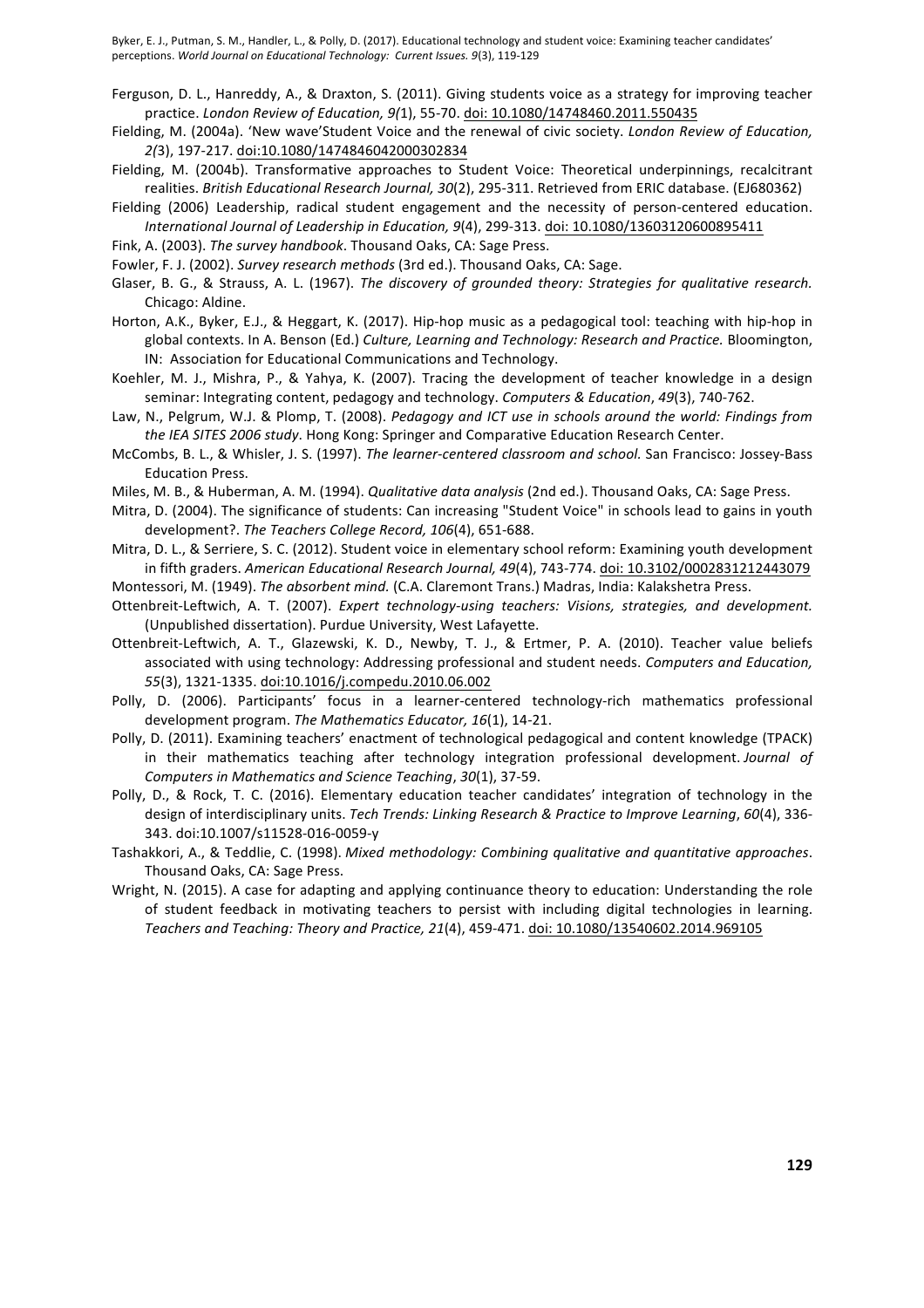Ferguson, D. L., Hanreddy, A., & Draxton, S. (2011). Giving students voice as a strategy for improving teacher practice. *London Review of Education, 9(*1), 55-70. doi: 10.1080/14748460.2011.550435

Fielding, M. (2004a). 'New wave'Student Voice and the renewal of civic society. *London Review of Education, 2(*3), 197-217. doi:10.1080/1474846042000302834

Fielding, M. (2004b). Transformative approaches to Student Voice: Theoretical underpinnings, recalcitrant realities. *British Educational Research Journal, 30*(2), 295-311. Retrieved from ERIC database. (EJ680362)

Fielding (2006) Leadership, radical student engagement and the necessity of person-centered education. *International Journal of Leadership in Education, 9*(4), 299-313. doi: 10.1080/13603120600895411

Fink, A. (2003). *The survey handbook*. Thousand Oaks, CA: Sage Press.

Fowler, F. J. (2002). *Survey research methods* (3rd ed.). Thousand Oaks, CA: Sage.

Glaser, B. G., & Strauss, A. L. (1967). *The discovery of grounded theory: Strategies for qualitative research.* Chicago: Aldine.

Horton, A.K., Byker, E.J., & Heggart, K. (2017). Hip-hop music as a pedagogical tool: teaching with hip-hop in global contexts. In A. Benson (Ed.) *Culture, Learning and Technology: Research and Practice.* Bloomington, IN: Association for Educational Communications and Technology.

Koehler, M. J., Mishra, P., & Yahya, K. (2007). Tracing the development of teacher knowledge in a design seminar: Integrating content, pedagogy and technology. *Computers & Education*, *49*(3), 740-762.

Law, N., Pelgrum, W.J. & Plomp, T. (2008). *Pedagogy and ICT use in schools around the world: Findings from the IEA SITES 2006 study*. Hong Kong: Springer and Comparative Education Research Center.

McCombs, B. L., & Whisler, J. S. (1997). *The learner-centered classroom and school.* San Francisco: Jossey-Bass Education Press.

Miles, M. B., & Huberman, A. M. (1994). *Qualitative data analysis* (2nd ed.). Thousand Oaks, CA: Sage Press.

Mitra, D. (2004). The significance of students: Can increasing "Student Voice" in schools lead to gains in youth development?. *The Teachers College Record, 106*(4), 651-688.

Mitra, D. L., & Serriere, S. C. (2012). Student voice in elementary school reform: Examining youth development in fifth graders. *American Educational Research Journal, 49*(4), 743-774. doi: 10.3102/0002831212443079

Montessori, M. (1949). *The absorbent mind.* (C.A. Claremont Trans.) Madras, India: Kalakshetra Press.

Ottenbreit-Leftwich, A. T. (2007). *Expert technology-using teachers: Visions, strategies, and development.* (Unpublished dissertation). Purdue University, West Lafayette.

Ottenbreit-Leftwich, A. T., Glazewski, K. D., Newby, T. J., & Ertmer, P. A. (2010). Teacher value beliefs associated with using technology: Addressing professional and student needs. *Computers and Education, 55*(3), 1321-1335. doi:10.1016/j.compedu.2010.06.002

Polly, D. (2006). Participants' focus in a learner-centered technology-rich mathematics professional development program. *The Mathematics Educator, 16*(1), 14-21.

Polly, D. (2011). Examining teachers' enactment of technological pedagogical and content knowledge (TPACK) in their mathematics teaching after technology integration professional development. *Journal of Computers in Mathematics and Science Teaching*, *30*(1), 37-59.

Polly, D., & Rock, T. C. (2016). Elementary education teacher candidates' integration of technology in the design of interdisciplinary units. *Tech Trends: Linking Research & Practice to Improve Learning*, *60*(4), 336-343. doi:10.1007/s11528-016-0059-y

Tashakkori, A., & Teddlie, C. (1998). *Mixed methodology: Combining qualitative and quantitative approaches*. Thousand Oaks, CA: Sage Press.

Wright, N. (2015). A case for adapting and applying continuance theory to education: Understanding the role of student feedback in motivating teachers to persist with including digital technologies in learning. *Teachers and Teaching: Theory and Practice, 21*(4), 459-471. doi: 10.1080/13540602.2014.969105